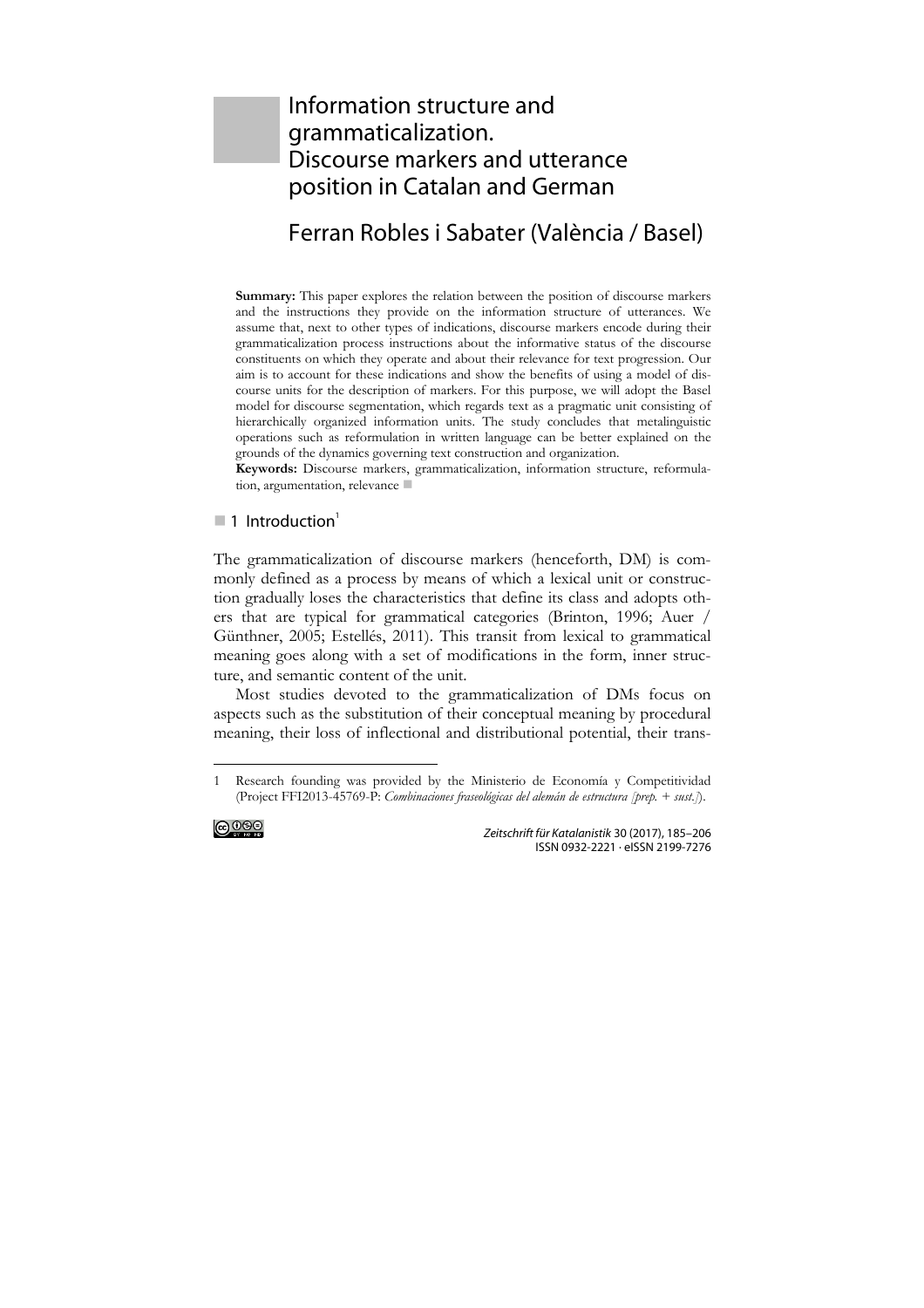# Information structure and grammaticalization. Discourse markers and utterance position in Catalan and German

## Ferran Robles i Sabater (València / Basel)

**Summary:** This paper explores the relation between the position of discourse markers and the instructions they provide on the information structure of utterances. We assume that, next to other types of indications, discourse markers encode during their grammaticalization process instructions about the informative status of the discourse constituents on which they operate and about their relevance for text progression. Our aim is to account for these indications and show the benefits of using a model of discourse units for the description of markers. For this purpose, we will adopt the Basel model for discourse segmentation, which regards text as a pragmatic unit consisting of hierarchically organized information units. The study concludes that metalinguistic operations such as reformulation in written language can be better explained on the grounds of the dynamics governing text construction and organization.

**Keywords:** Discourse markers, grammaticalization, information structure, reformulation, argumentation, relevance

## 1 Introduction[1]

The grammaticalization of discourse markers (henceforth, DM) is commonly defined as a process by means of which a lexical unit or construction gradually loses the characteristics that define its class and adopts others that are typical for grammatical categories (Brinton, 1996; Auer / Günthner, 2005; Estellés, 2011). This transit from lexical to grammatical meaning goes along with a set of modifications in the form, inner structure, and semantic content of the unit.

Most studies devoted to the grammaticalization of DMs focus on aspects such as the substitution of their conceptual meaning by procedural meaning, their loss of inflectional and distributional potential, their trans-

---

1 Research founding was provided by the Ministerio de Economía y Competitividad (Project FFI2013-45769-P: *Combinaciones fraseológicas del alemán de estructura [prep. + sust.]*).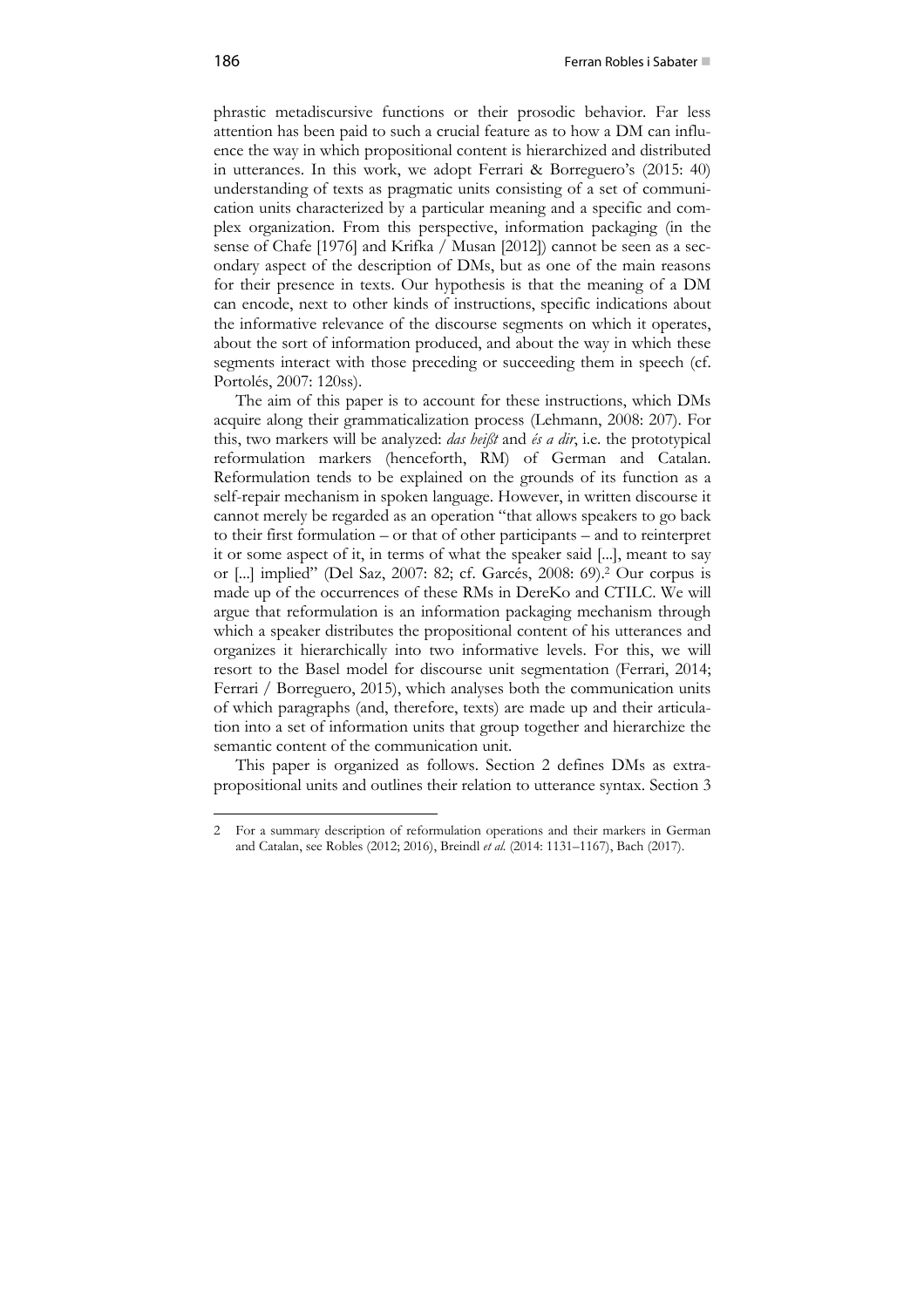phrastic metadiscursive functions or their prosodic behavior. Far less attention has been paid to such a crucial feature as to how a DM can influence the way in which propositional content is hierarchized and distributed in utterances. In this work, we adopt Ferrari & Borreguero's (2015: 40) understanding of texts as pragmatic units consisting of a set of communication units characterized by a particular meaning and a specific and complex organization. From this perspective, information packaging (in the sense of Chafe [1976] and Krifka / Musan [2012]) cannot be seen as a secondary aspect of the description of DMs, but as one of the main reasons for their presence in texts. Our hypothesis is that the meaning of a DM can encode, next to other kinds of instructions, specific indications about the informative relevance of the discourse segments on which it operates, about the sort of information produced, and about the way in which these segments interact with those preceding or succeeding them in speech (cf. Portolés, 2007: 120ss).

The aim of this paper is to account for these instructions, which DMs acquire along their grammaticalization process (Lehmann, 2008: 207). For this, two markers will be analyzed: *das heißt* and *és a dir*, i.e. the prototypical reformulation markers (henceforth, RM) of German and Catalan. Reformulation tends to be explained on the grounds of its function as a self-repair mechanism in spoken language. However, in written discourse it cannot merely be regarded as an operation "that allows speakers to go back to their first formulation – or that of other participants – and to reinterpret it or some aspect of it, in terms of what the speaker said [...], meant to say or [...] implied" (Del Saz, 2007: 82; cf. Garcés, 2008: 69).[2] Our corpus is made up of the occurrences of these RMs in DereKo and CTILC. We will argue that reformulation is an information packaging mechanism through which a speaker distributes the propositional content of his utterances and organizes it hierarchically into two informative levels. For this, we will resort to the Basel model for discourse unit segmentation (Ferrari, 2014; Ferrari / Borreguero, 2015), which analyses both the communication units of which paragraphs (and, therefore, texts) are made up and their articulation into a set of information units that group together and hierarchize the semantic content of the communication unit.

This paper is organized as follows. Section 2 defines DMs as extra-propositional units and outlines their relation to utterance syntax. Section 3

2 For a summary description of reformulation operations and their markers in German and Catalan, see Robles (2012; 2016), Breindl *et al.* (2014: 1131–1167), Bach (2017).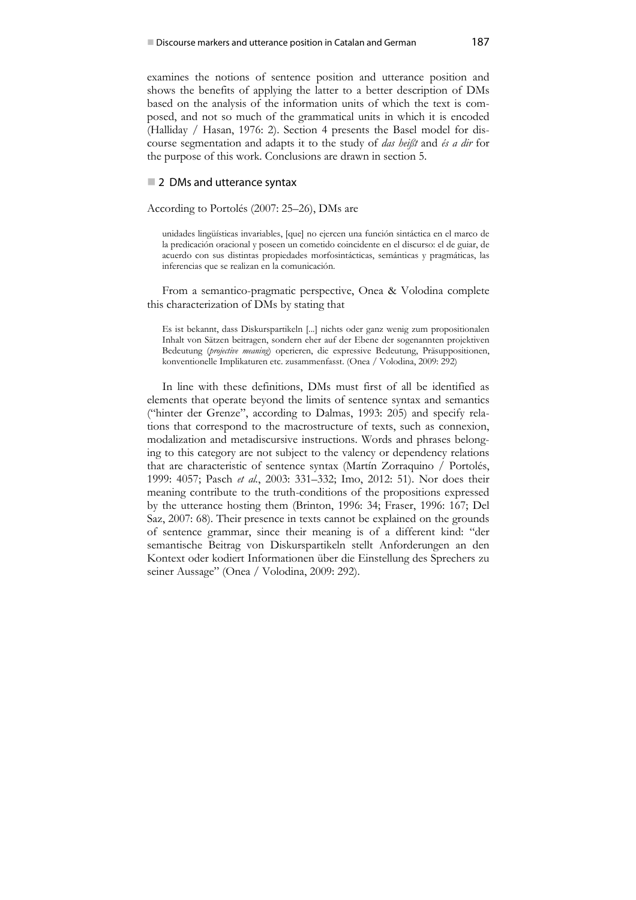examines the notions of sentence position and utterance position and shows the benefits of applying the latter to a better description of DMs based on the analysis of the information units of which the text is composed, and not so much of the grammatical units in which it is encoded (Halliday / Hasan, 1976: 2). Section 4 presents the Basel model for discourse segmentation and adapts it to the study of *das heißt* and *és a dir* for the purpose of this work. Conclusions are drawn in section 5.

## 2 DMs and utterance syntax

According to Portolés (2007: 25–26), DMs are

> unidades lingüísticas invariables, [que] no ejercen una función sintáctica en el marco de la predicación oracional y poseen un cometido coincidente en el discurso: el de guiar, de acuerdo con sus distintas propiedades morfosintácticas, semánticas y pragmáticas, las inferencias que se realizan en la comunicación.

From a semantico-pragmatic perspective, Onea & Volodina complete this characterization of DMs by stating that

> Es ist bekannt, dass Diskurspartikeln [...] nichts oder ganz wenig zum propositionalen Inhalt von Sätzen beitragen, sondern eher auf der Ebene der sogenannten projektiven Bedeutung (*projective meaning*) operieren, die expressive Bedeutung, Präsuppositionen, konventionelle Implikaturen etc. zusammenfasst. (Onea / Volodina, 2009: 292)

In line with these definitions, DMs must first of all be identified as elements that operate beyond the limits of sentence syntax and semantics ("hinter der Grenze", according to Dalmas, 1993: 205) and specify relations that correspond to the macrostructure of texts, such as connexion, modalization and metadiscursive instructions. Words and phrases belonging to this category are not subject to the valency or dependency relations that are characteristic of sentence syntax (Martín Zorraquino / Portolés, 1999: 4057; Pasch *et al.*, 2003: 331–332; Imo, 2012: 51). Nor does their meaning contribute to the truth-conditions of the propositions expressed by the utterance hosting them (Brinton, 1996: 34; Fraser, 1996: 167; Del Saz, 2007: 68). Their presence in texts cannot be explained on the grounds of sentence grammar, since their meaning is of a different kind: "der semantische Beitrag von Diskurspartikeln stellt Anforderungen an den Kontext oder kodiert Informationen über die Einstellung des Sprechers zu seiner Aussage" (Onea / Volodina, 2009: 292).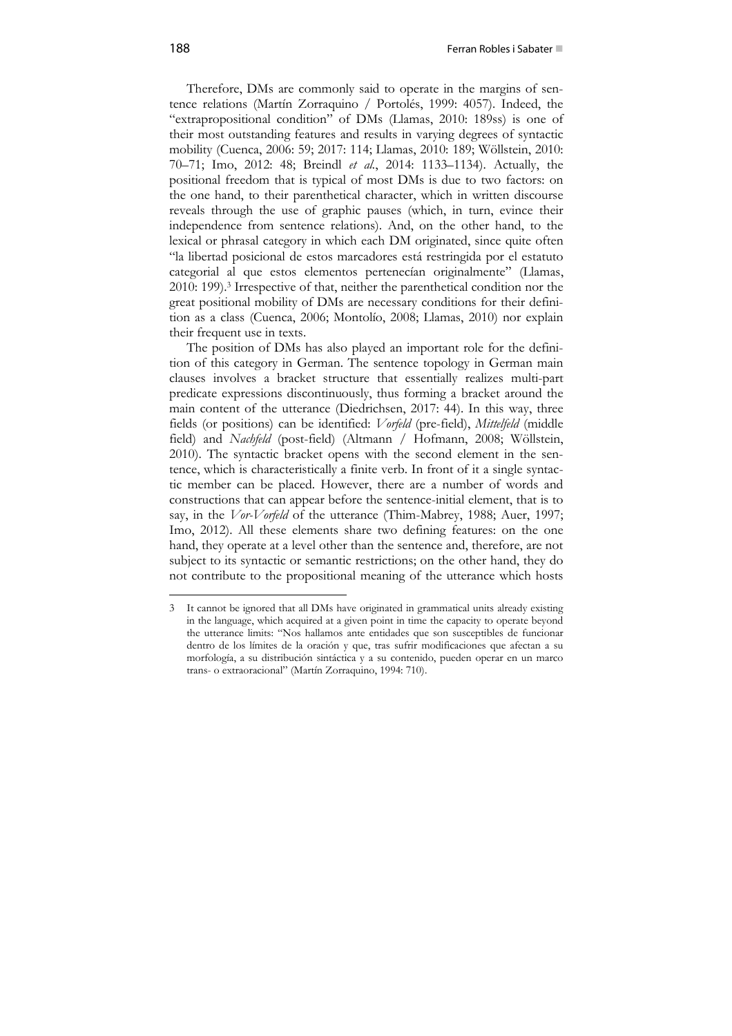Therefore, DMs are commonly said to operate in the margins of sentence relations (Martín Zorraquino / Portolés, 1999: 4057). Indeed, the "extrapropositional condition" of DMs (Llamas, 2010: 189ss) is one of their most outstanding features and results in varying degrees of syntactic mobility (Cuenca, 2006: 59; 2017: 114; Llamas, 2010: 189; Wöllstein, 2010: 70–71; Imo, 2012: 48; Breindl *et al.*, 2014: 1133–1134). Actually, the positional freedom that is typical of most DMs is due to two factors: on the one hand, to their parenthetical character, which in written discourse reveals through the use of graphic pauses (which, in turn, evince their independence from sentence relations). And, on the other hand, to the lexical or phrasal category in which each DM originated, since quite often "la libertad posicional de estos marcadores está restringida por el estatuto categorial al que estos elementos pertenecían originalmente" (Llamas, 2010: 199).[3] Irrespective of that, neither the parenthetical condition nor the great positional mobility of DMs are necessary conditions for their definition as a class (Cuenca, 2006; Montolío, 2008; Llamas, 2010) nor explain their frequent use in texts.

The position of DMs has also played an important role for the definition of this category in German. The sentence topology in German main clauses involves a bracket structure that essentially realizes multi-part predicate expressions discontinuously, thus forming a bracket around the main content of the utterance (Diedrichsen, 2017: 44). In this way, three fields (or positions) can be identified: *Vorfeld* (pre-field), *Mittelfeld* (middle field) and *Nachfeld* (post-field) (Altmann / Hofmann, 2008; Wöllstein, 2010). The syntactic bracket opens with the second element in the sentence, which is characteristically a finite verb. In front of it a single syntactic member can be placed. However, there are a number of words and constructions that can appear before the sentence-initial element, that is to say, in the *Vor-Vorfeld* of the utterance (Thim-Mabrey, 1988; Auer, 1997; Imo, 2012). All these elements share two defining features: on the one hand, they operate at a level other than the sentence and, therefore, are not subject to its syntactic or semantic restrictions; on the other hand, they do not contribute to the propositional meaning of the utterance which hosts

---

3 It cannot be ignored that all DMs have originated in grammatical units already existing in the language, which acquired at a given point in time the capacity to operate beyond the utterance limits: "Nos hallamos ante entidades que son susceptibles de funcionar dentro de los límites de la oración y que, tras sufrir modificaciones que afectan a su morfología, a su distribución sintáctica y a su contenido, pueden operar en un marco trans- o extraoracional" (Martín Zorraquino, 1994: 710).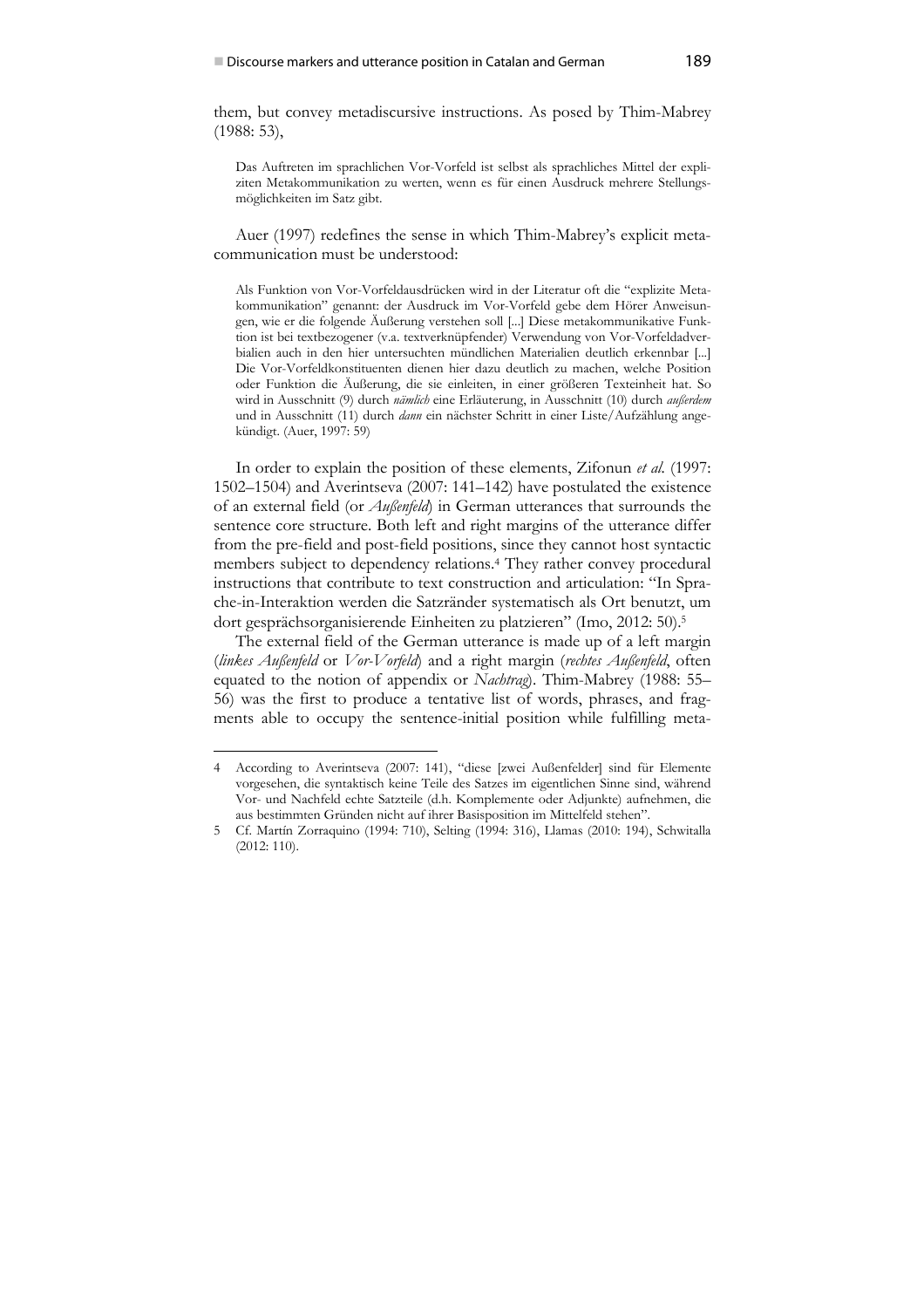them, but convey metadiscursive instructions. As posed by Thim-Mabrey (1988: 53),

> Das Auftreten im sprachlichen Vor-Vorfeld ist selbst als sprachliches Mittel der expliziten Metakommunikation zu werten, wenn es für einen Ausdruck mehrere Stellungsmöglichkeiten im Satz gibt.

Auer (1997) redefines the sense in which Thim-Mabrey's explicit metacommunication must be understood:

> Als Funktion von Vor-Vorfeldausdrücken wird in der Literatur oft die "explizite Metakommunikation" genannt: der Ausdruck im Vor-Vorfeld gebe dem Hörer Anweisungen, wie er die folgende Äußerung verstehen soll [...] Diese metakommunikative Funktion ist bei textbezogener (v.a. textverknüpfender) Verwendung von Vor-Vorfeldadverbialien auch in den hier untersuchten mündlichen Materialien deutlich erkennbar [...] Die Vor-Vorfeldkonstituenten dienen hier dazu deutlich zu machen, welche Position oder Funktion die Äußerung, die sie einleiten, in einer größeren Texteinheit hat. So wird in Ausschnitt (9) durch *nämlich* eine Erläuterung, in Ausschnitt (10) durch *außerdem* und in Ausschnitt (11) durch *dann* ein nächster Schritt in einer Liste/Aufzählung angekündigt. (Auer, 1997: 59)

In order to explain the position of these elements, Zifonun *et al.* (1997: 1502–1504) and Averintseva (2007: 141–142) have postulated the existence of an external field (or *Außenfeld*) in German utterances that surrounds the sentence core structure. Both left and right margins of the utterance differ from the pre-field and post-field positions, since they cannot host syntactic members subject to dependency relations.[4] They rather convey procedural instructions that contribute to text construction and articulation: "In Sprache-in-Interaktion werden die Satzränder systematisch als Ort benutzt, um dort gesprächsorganisierende Einheiten zu platzieren" (Imo, 2012: 50).[5]

The external field of the German utterance is made up of a left margin (*linkes Außenfeld* or *Vor-Vorfeld*) and a right margin (*rechtes Außenfeld*, often equated to the notion of appendix or *Nachtrag*). Thim-Mabrey (1988: 55–56) was the first to produce a tentative list of words, phrases, and fragments able to occupy the sentence-initial position while fulfilling meta-

---

4 According to Averintseva (2007: 141), "diese [zwei Außenfelder] sind für Elemente vorgesehen, die syntaktisch keine Teile des Satzes im eigentlichen Sinne sind, während Vor- und Nachfeld echte Satzteile (d.h. Komplemente oder Adjunkte) aufnehmen, die aus bestimmten Gründen nicht auf ihrer Basisposition im Mittelfeld stehen".

5 Cf. Martín Zorraquino (1994: 710), Selting (1994: 316), Llamas (2010: 194), Schwitalla (2012: 110).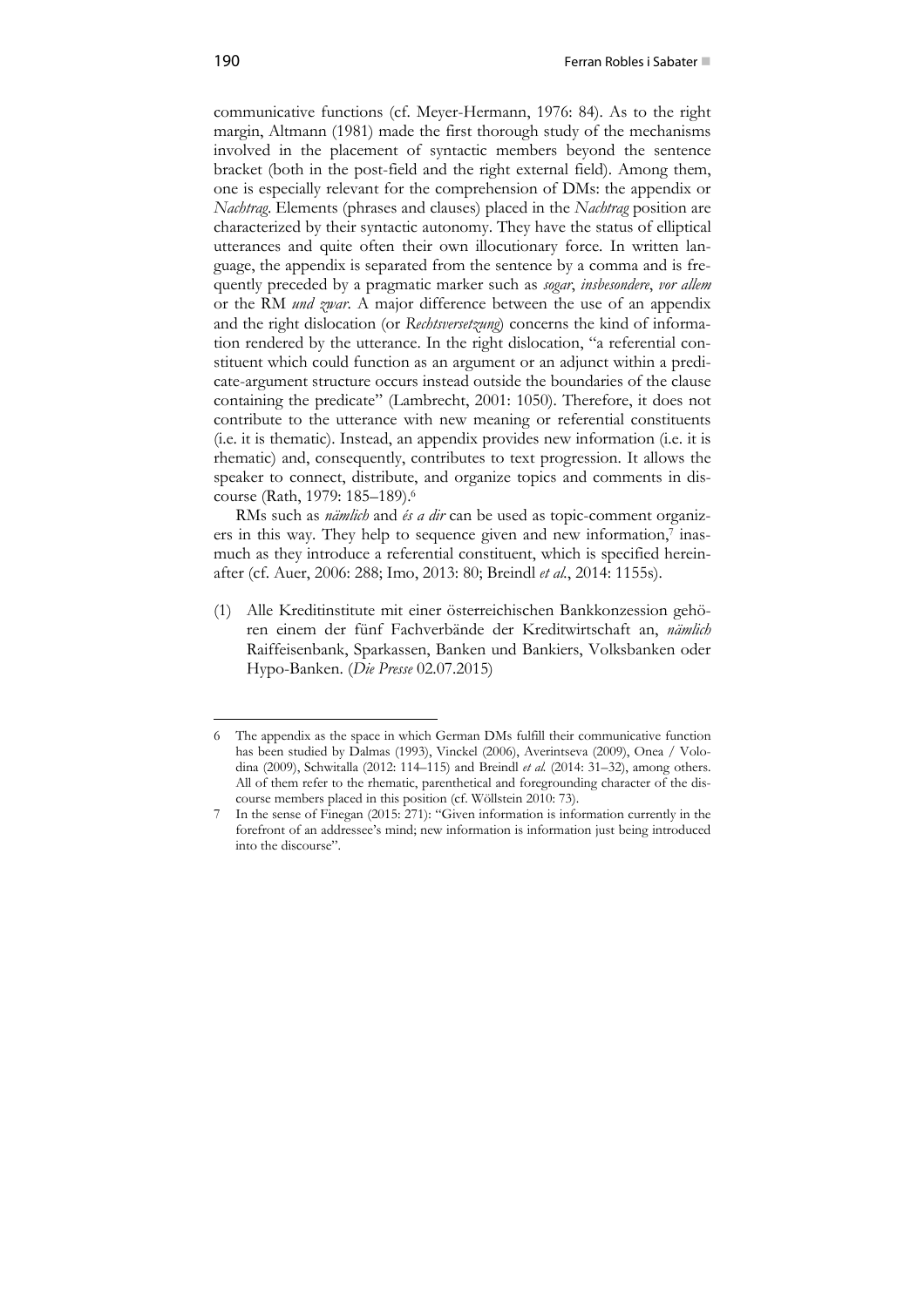communicative functions (cf. Meyer-Hermann, 1976: 84). As to the right margin, Altmann (1981) made the first thorough study of the mechanisms involved in the placement of syntactic members beyond the sentence bracket (both in the post-field and the right external field). Among them, one is especially relevant for the comprehension of DMs: the appendix or *Nachtrag*. Elements (phrases and clauses) placed in the *Nachtrag* position are characterized by their syntactic autonomy. They have the status of elliptical utterances and quite often their own illocutionary force. In written language, the appendix is separated from the sentence by a comma and is frequently preceded by a pragmatic marker such as *sogar*, *insbesondere*, *vor allem* or the RM *und zwar*. A major difference between the use of an appendix and the right dislocation (or *Rechtsversetzung*) concerns the kind of information rendered by the utterance. In the right dislocation, "a referential constituent which could function as an argument or an adjunct within a predicate-argument structure occurs instead outside the boundaries of the clause containing the predicate" (Lambrecht, 2001: 1050). Therefore, it does not contribute to the utterance with new meaning or referential constituents (i.e. it is thematic). Instead, an appendix provides new information (i.e. it is rhematic) and, consequently, contributes to text progression. It allows the speaker to connect, distribute, and organize topics and comments in discourse (Rath, 1979: 185–189).[6]

RMs such as *nämlich* and *és a dir* can be used as topic-comment organizers in this way. They help to sequence given and new information,[7] inasmuch as they introduce a referential constituent, which is specified hereinafter (cf. Auer, 2006: 288; Imo, 2013: 80; Breindl *et al.*, 2014: 1155s).

(1) Alle Kreditinstitute mit einer österreichischen Bankkonzession gehören einem der fünf Fachverbände der Kreditwirtschaft an, *nämlich* Raiffeisenbank, Sparkassen, Banken und Bankiers, Volksbanken oder Hypo-Banken. (*Die Presse* 02.07.2015)

---

6 The appendix as the space in which German DMs fulfill their communicative function has been studied by Dalmas (1993), Vinckel (2006), Averintseva (2009), Onea / Volodina (2009), Schwitalla (2012: 114–115) and Breindl *et al.* (2014: 31–32), among others. All of them refer to the rhematic, parenthetical and foregrounding character of the discourse members placed in this position (cf. Wöllstein 2010: 73).

7 In the sense of Finegan (2015: 271): "Given information is information currently in the forefront of an addressee's mind; new information is information just being introduced into the discourse".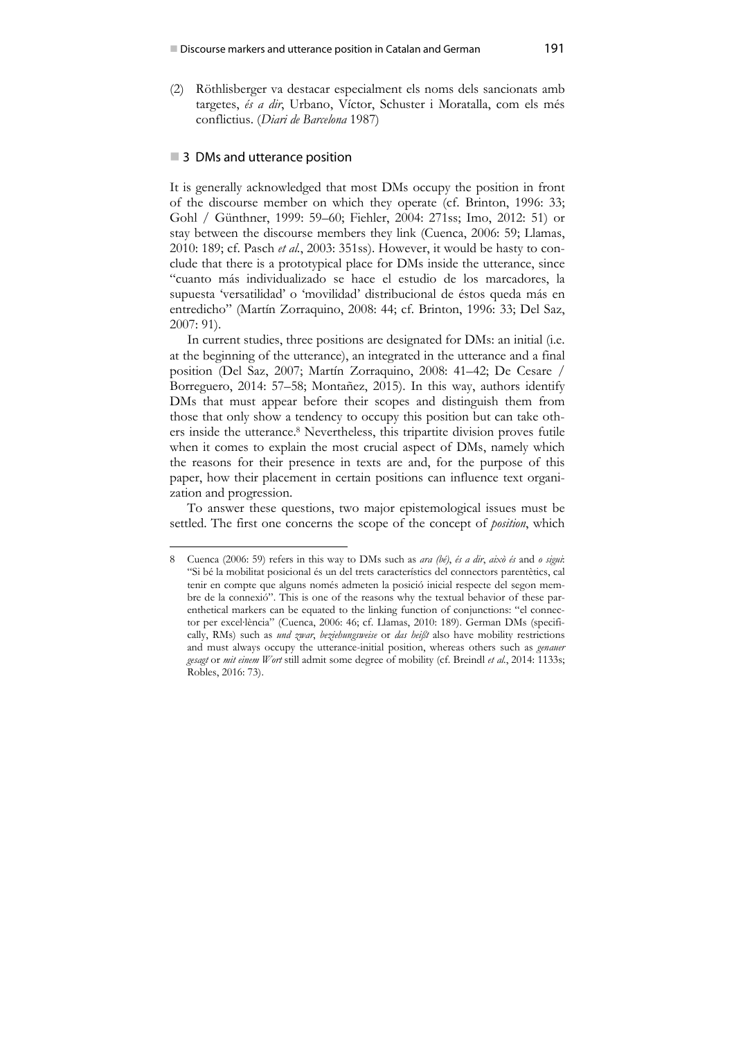(2) Röthlisberger va destacar especialment els noms dels sancionats amb targetes, *és a dir*, Urbano, Víctor, Schuster i Moratalla, com els més conflictius. (*Diari de Barcelona* 1987)

## 3 DMs and utterance position

It is generally acknowledged that most DMs occupy the position in front of the discourse member on which they operate (cf. Brinton, 1996: 33; Gohl / Günthner, 1999: 59–60; Fiehler, 2004: 271ss; Imo, 2012: 51) or stay between the discourse members they link (Cuenca, 2006: 59; Llamas, 2010: 189; cf. Pasch *et al.*, 2003: 351ss). However, it would be hasty to conclude that there is a prototypical place for DMs inside the utterance, since "cuanto más individualizado se hace el estudio de los marcadores, la supuesta 'versatilidad' o 'movilidad' distribucional de éstos queda más en entredicho" (Martín Zorraquino, 2008: 44; cf. Brinton, 1996: 33; Del Saz, 2007: 91).

In current studies, three positions are designated for DMs: an initial (i.e. at the beginning of the utterance), an integrated in the utterance and a final position (Del Saz, 2007; Martín Zorraquino, 2008: 41–42; De Cesare / Borreguero, 2014: 57–58; Montañez, 2015). In this way, authors identify DMs that must appear before their scopes and distinguish them from those that only show a tendency to occupy this position but can take others inside the utterance.[8] Nevertheless, this tripartite division proves futile when it comes to explain the most crucial aspect of DMs, namely which the reasons for their presence in texts are and, for the purpose of this paper, how their placement in certain positions can influence text organization and progression.

To answer these questions, two major epistemological issues must be settled. The first one concerns the scope of the concept of *position*, which

---

8 Cuenca (2006: 59) refers in this way to DMs such as *ara (bé)*, *és a dir*, *això és* and *o sigui*: "Si bé la mobilitat posicional és un del trets característics del connectors parentètics, cal tenir en compte que alguns només admeten la posició inicial respecte del segon membre de la connexió". This is one of the reasons why the textual behavior of these parenthetical markers can be equated to the linking function of conjunctions: "el connector per excel·lència" (Cuenca, 2006: 46; cf. Llamas, 2010: 189). German DMs (specifically, RMs) such as *und zwar*, *beziehungsweise* or *das heißt* also have mobility restrictions and must always occupy the utterance-initial position, whereas others such as *genauer gesagt* or *mit einem Wort* still admit some degree of mobility (cf. Breindl *et al.*, 2014: 1133s; Robles, 2016: 73).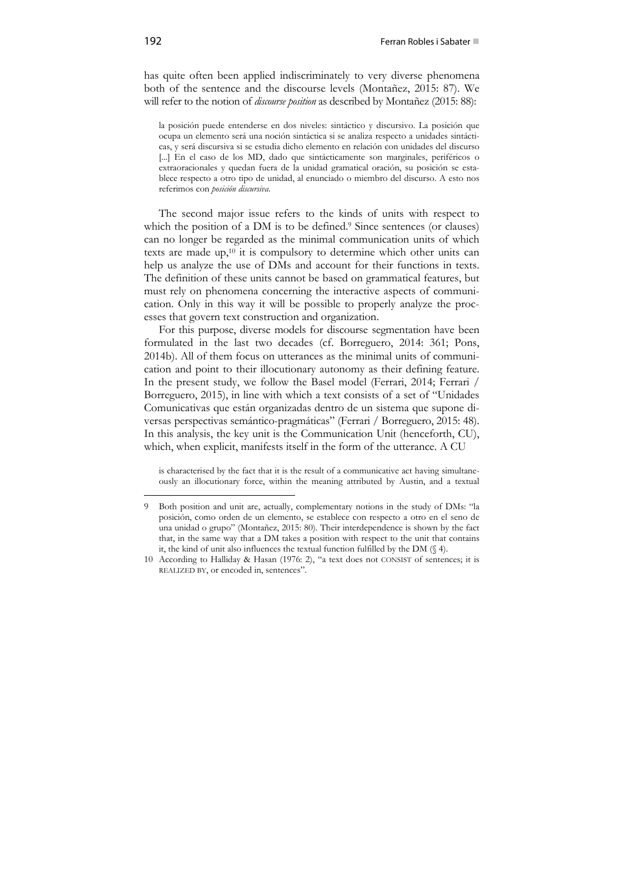has quite often been applied indiscriminately to very diverse phenomena both of the sentence and the discourse levels (Montañez, 2015: 87). We will refer to the notion of *discourse position* as described by Montañez (2015: 88):

> la posición puede entenderse en dos niveles: sintáctico y discursivo. La posición que ocupa un elemento será una noción sintáctica si se analiza respecto a unidades sintácticas, y será discursiva si se estudia dicho elemento en relación con unidades del discurso [...] En el caso de los MD, dado que sintácticamente son marginales, periféricos o extraoracionales y quedan fuera de la unidad gramatical oración, su posición se establece respecto a otro tipo de unidad, al enunciado o miembro del discurso. A esto nos referimos con *posición discursiva*.

The second major issue refers to the kinds of units with respect to which the position of a DM is to be defined.[9] Since sentences (or clauses) can no longer be regarded as the minimal communication units of which texts are made up,[10] it is compulsory to determine which other units can help us analyze the use of DMs and account for their functions in texts. The definition of these units cannot be based on grammatical features, but must rely on phenomena concerning the interactive aspects of communication. Only in this way it will be possible to properly analyze the processes that govern text construction and organization.

For this purpose, diverse models for discourse segmentation have been formulated in the last two decades (cf. Borreguero, 2014: 361; Pons, 2014b). All of them focus on utterances as the minimal units of communication and point to their illocutionary autonomy as their defining feature. In the present study, we follow the Basel model (Ferrari, 2014; Ferrari / Borreguero, 2015), in line with which a text consists of a set of "Unidades Comunicativas que están organizadas dentro de un sistema que supone diversas perspectivas semántico-pragmáticas" (Ferrari / Borreguero, 2015: 48). In this analysis, the key unit is the Communication Unit (henceforth, CU), which, when explicit, manifests itself in the form of the utterance. A CU

> is characterised by the fact that it is the result of a communicative act having simultaneously an illocutionary force, within the meaning attributed by Austin, and a textual

---

9 Both position and unit are, actually, complementary notions in the study of DMs: "la posición, como orden de un elemento, se establece con respecto a otro en el seno de una unidad o grupo" (Montañez, 2015: 80). Their interdependence is shown by the fact that, in the same way that a DM takes a position with respect to the unit that contains it, the kind of unit also influences the textual function fulfilled by the DM (§ 4).

10 According to Halliday & Hasan (1976: 2), "a text does not CONSIST of sentences; it is REALIZED BY, or encoded in, sentences".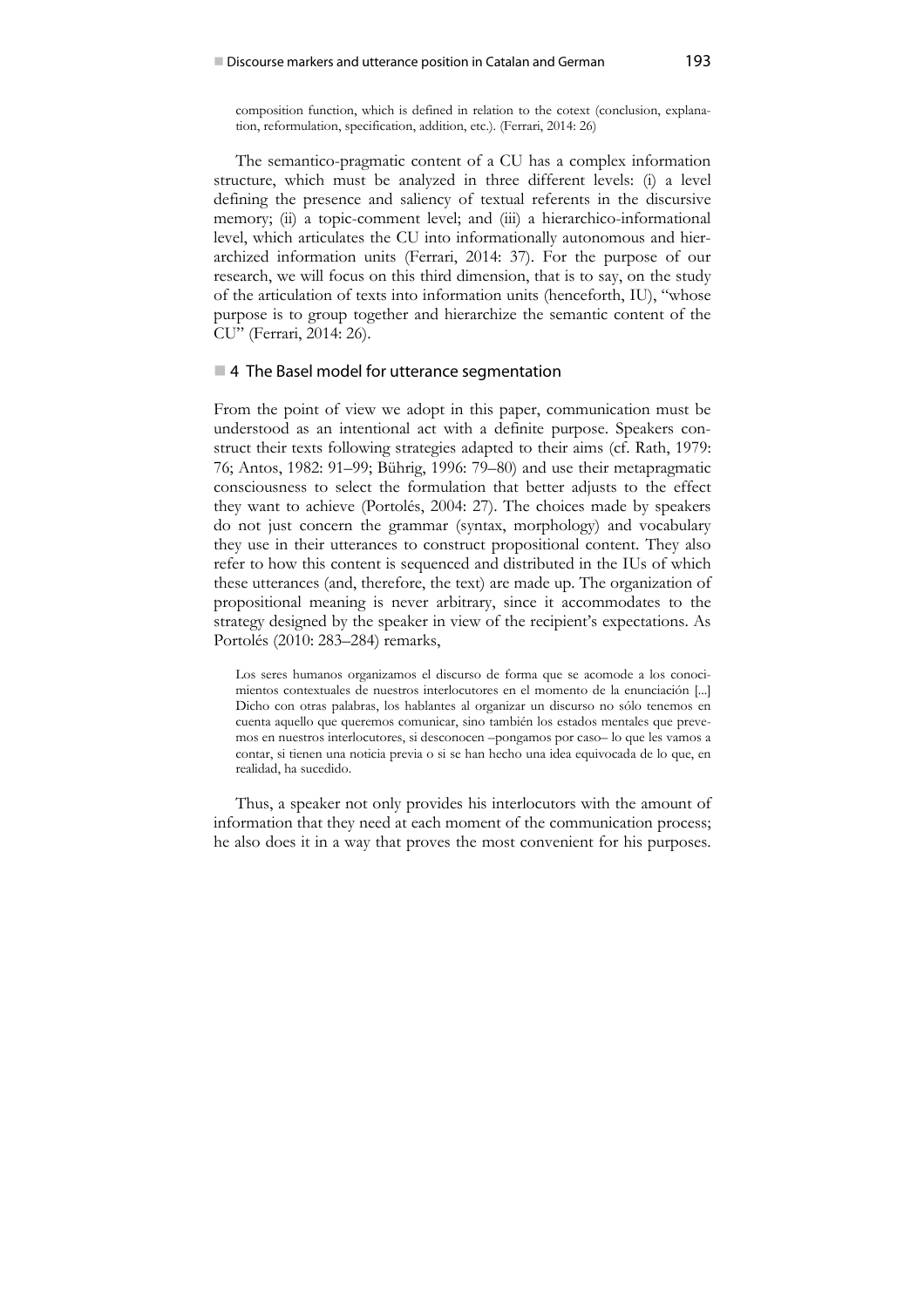composition function, which is defined in relation to the cotext (conclusion, explanation, reformulation, specification, addition, etc.). (Ferrari, 2014: 26)

The semantico-pragmatic content of a CU has a complex information structure, which must be analyzed in three different levels: (i) a level defining the presence and saliency of textual referents in the discursive memory; (ii) a topic-comment level; and (iii) a hierarchico-informational level, which articulates the CU into informationally autonomous and hierarchized information units (Ferrari, 2014: 37). For the purpose of our research, we will focus on this third dimension, that is to say, on the study of the articulation of texts into information units (henceforth, IU), "whose purpose is to group together and hierarchize the semantic content of the CU" (Ferrari, 2014: 26).

## 4 The Basel model for utterance segmentation

From the point of view we adopt in this paper, communication must be understood as an intentional act with a definite purpose. Speakers construct their texts following strategies adapted to their aims (cf. Rath, 1979: 76; Antos, 1982: 91–99; Bührig, 1996: 79–80) and use their metapragmatic consciousness to select the formulation that better adjusts to the effect they want to achieve (Portolés, 2004: 27). The choices made by speakers do not just concern the grammar (syntax, morphology) and vocabulary they use in their utterances to construct propositional content. They also refer to how this content is sequenced and distributed in the IUs of which these utterances (and, therefore, the text) are made up. The organization of propositional meaning is never arbitrary, since it accommodates to the strategy designed by the speaker in view of the recipient's expectations. As Portolés (2010: 283–284) remarks,

> Los seres humanos organizamos el discurso de forma que se acomode a los conocimientos contextuales de nuestros interlocutores en el momento de la enunciación [...] Dicho con otras palabras, los hablantes al organizar un discurso no sólo tenemos en cuenta aquello que queremos comunicar, sino también los estados mentales que prevemos en nuestros interlocutores, si desconocen –pongamos por caso– lo que les vamos a contar, si tienen una noticia previa o si se han hecho una idea equivocada de lo que, en realidad, ha sucedido.

Thus, a speaker not only provides his interlocutors with the amount of information that they need at each moment of the communication process; he also does it in a way that proves the most convenient for his purposes.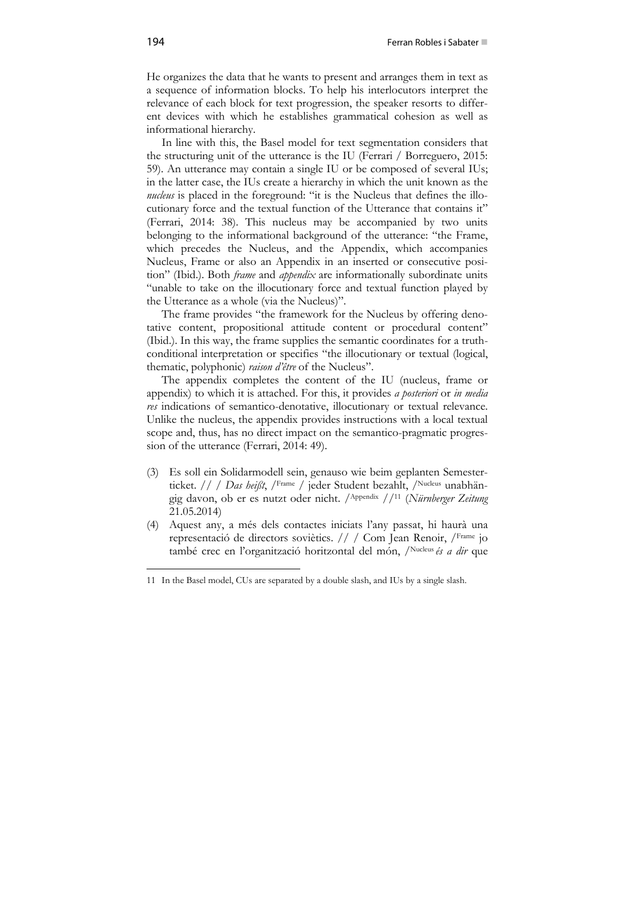He organizes the data that he wants to present and arranges them in text as a sequence of information blocks. To help his interlocutors interpret the relevance of each block for text progression, the speaker resorts to different devices with which he establishes grammatical cohesion as well as informational hierarchy.

In line with this, the Basel model for text segmentation considers that the structuring unit of the utterance is the IU (Ferrari / Borreguero, 2015: 59). An utterance may contain a single IU or be composed of several IUs; in the latter case, the IUs create a hierarchy in which the unit known as the *nucleus* is placed in the foreground: "it is the Nucleus that defines the illocutionary force and the textual function of the Utterance that contains it" (Ferrari, 2014: 38). This nucleus may be accompanied by two units belonging to the informational background of the utterance: "the Frame, which precedes the Nucleus, and the Appendix, which accompanies Nucleus, Frame or also an Appendix in an inserted or consecutive position" (Ibid.). Both *frame* and *appendix* are informationally subordinate units "unable to take on the illocutionary force and textual function played by the Utterance as a whole (via the Nucleus)".

The frame provides "the framework for the Nucleus by offering denotative content, propositional attitude content or procedural content" (Ibid.). In this way, the frame supplies the semantic coordinates for a truth-conditional interpretation or specifies "the illocutionary or textual (logical, thematic, polyphonic) *raison d'être* of the Nucleus".

The appendix completes the content of the IU (nucleus, frame or appendix) to which it is attached. For this, it provides *a posteriori* or *in media res* indications of semantico-denotative, illocutionary or textual relevance. Unlike the nucleus, the appendix provides instructions with a local textual scope and, thus, has no direct impact on the semantico-pragmatic progression of the utterance (Ferrari, 2014: 49).

(3) Es soll ein Solidarmodell sein, genauso wie beim geplanten Semesterticket. // / *Das heißt*, /Frame / jeder Student bezahlt, /Nucleus unabhängig davon, ob er es nutzt oder nicht. /Appendix //[11] (*Nürnberger Zeitung* 21.05.2014)

(4) Aquest any, a més dels contactes iniciats l'any passat, hi haurà una representació de directors soviètics. // / Com Jean Renoir, /Frame jo també crec en l'organització horitzontal del món, /Nucleus *és a dir* que

11 In the Basel model, CUs are separated by a double slash, and IUs by a single slash.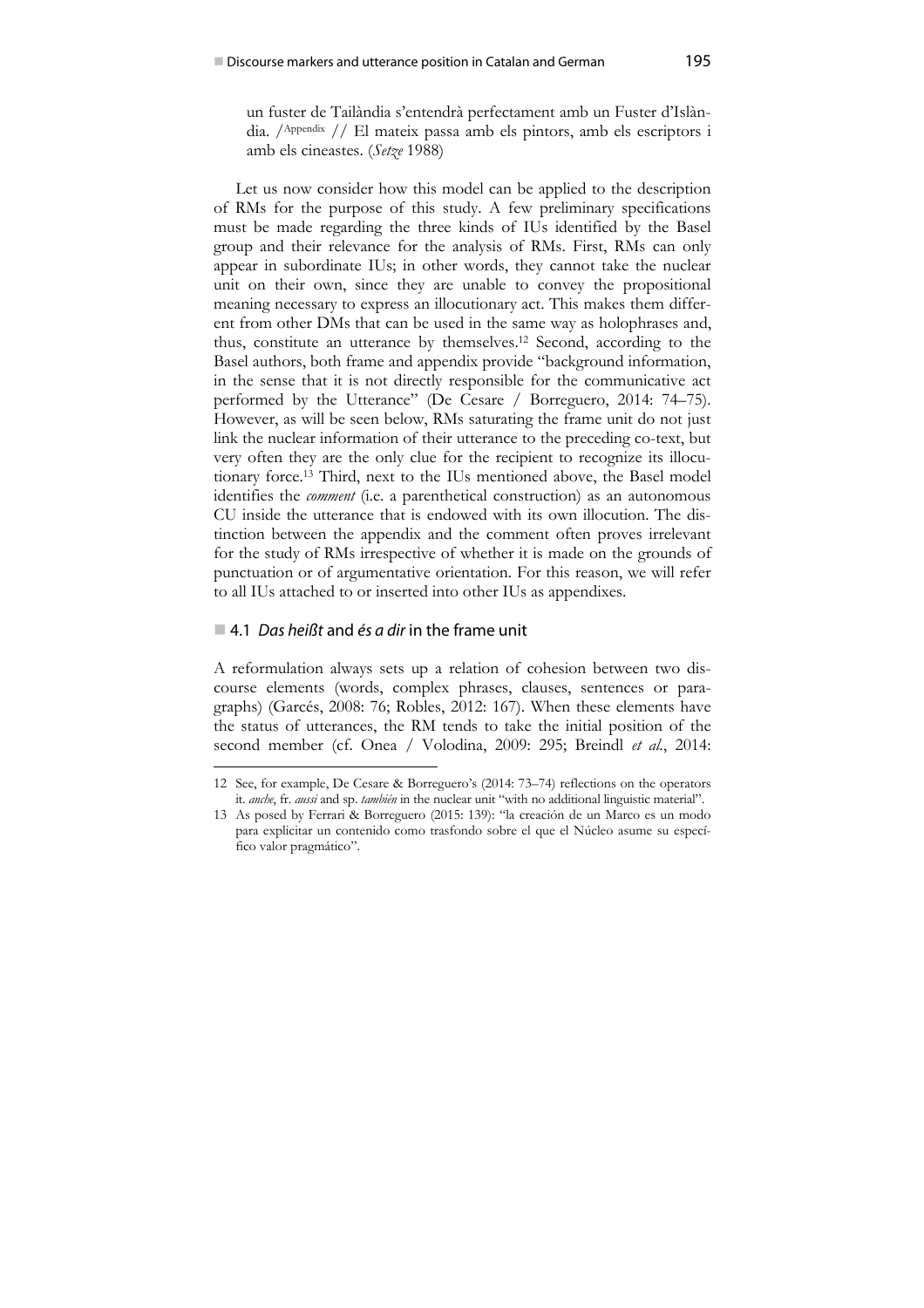un fuster de Tailàndia s'entendrà perfectament amb un Fuster d'Islàndia. /Appendix // El mateix passa amb els pintors, amb els escriptors i amb els cineastes. (*Setze* 1988)

Let us now consider how this model can be applied to the description of RMs for the purpose of this study. A few preliminary specifications must be made regarding the three kinds of IUs identified by the Basel group and their relevance for the analysis of RMs. First, RMs can only appear in subordinate IUs; in other words, they cannot take the nuclear unit on their own, since they are unable to convey the propositional meaning necessary to express an illocutionary act. This makes them different from other DMs that can be used in the same way as holophrases and, thus, constitute an utterance by themselves.[12] Second, according to the Basel authors, both frame and appendix provide "background information, in the sense that it is not directly responsible for the communicative act performed by the Utterance" (De Cesare / Borreguero, 2014: 74–75). However, as will be seen below, RMs saturating the frame unit do not just link the nuclear information of their utterance to the preceding co-text, but very often they are the only clue for the recipient to recognize its illocutionary force.[13] Third, next to the IUs mentioned above, the Basel model identifies the *comment* (i.e. a parenthetical construction) as an autonomous CU inside the utterance that is endowed with its own illocution. The distinction between the appendix and the comment often proves irrelevant for the study of RMs irrespective of whether it is made on the grounds of punctuation or of argumentative orientation. For this reason, we will refer to all IUs attached to or inserted into other IUs as appendixes.

## 4.1 *Das heißt* and *és a dir* in the frame unit

A reformulation always sets up a relation of cohesion between two discourse elements (words, complex phrases, clauses, sentences or paragraphs) (Garcés, 2008: 76; Robles, 2012: 167). When these elements have the status of utterances, the RM tends to take the initial position of the second member (cf. Onea / Volodina, 2009: 295; Breindl *et al.*, 2014:

---

12 See, for example, De Cesare & Borreguero's (2014: 73–74) reflections on the operators it. *anche*, fr. *aussi* and sp. *también* in the nuclear unit "with no additional linguistic material".

13 As posed by Ferrari & Borreguero (2015: 139): "la creación de un Marco es un modo para explicitar un contenido como trasfondo sobre el que el Núcleo asume su específico valor pragmático".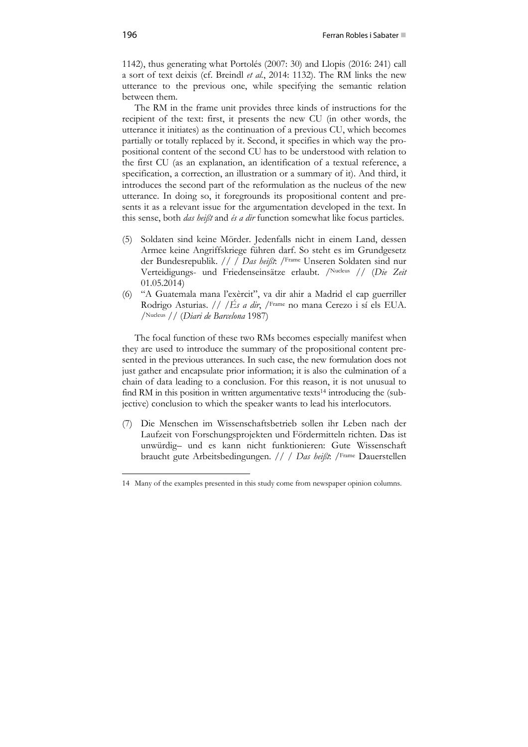1142), thus generating what Portolés (2007: 30) and Llopis (2016: 241) call a sort of text deixis (cf. Breindl *et al.*, 2014: 1132). The RM links the new utterance to the previous one, while specifying the semantic relation between them.

The RM in the frame unit provides three kinds of instructions for the recipient of the text: first, it presents the new CU (in other words, the utterance it initiates) as the continuation of a previous CU, which becomes partially or totally replaced by it. Second, it specifies in which way the propositional content of the second CU has to be understood with relation to the first CU (as an explanation, an identification of a textual reference, a specification, a correction, an illustration or a summary of it). And third, it introduces the second part of the reformulation as the nucleus of the new utterance. In doing so, it foregrounds its propositional content and presents it as a relevant issue for the argumentation developed in the text. In this sense, both *das heißt* and *és a dir* function somewhat like focus particles.

(5) Soldaten sind keine Mörder. Jedenfalls nicht in einem Land, dessen Armee keine Angriffskriege führen darf. So steht es im Grundgesetz der Bundesrepublik. // / *Das heißt*: /Frame Unseren Soldaten sind nur Verteidigungs- und Friedenseinsätze erlaubt. /Nucleus // (*Die Zeit* 01.05.2014)

(6) "A Guatemala mana l'exèrcit", va dir ahir a Madrid el cap guerriller Rodrigo Asturias. // /*És a dir*, /Frame no mana Cerezo i sí els EUA. /Nucleus // (*Diari de Barcelona* 1987)

The focal function of these two RMs becomes especially manifest when they are used to introduce the summary of the propositional content presented in the previous utterances. In such case, the new formulation does not just gather and encapsulate prior information; it is also the culmination of a chain of data leading to a conclusion. For this reason, it is not unusual to find RM in this position in written argumentative texts[14] introducing the (subjective) conclusion to which the speaker wants to lead his interlocutors.

(7) Die Menschen im Wissenschaftsbetrieb sollen ihr Leben nach der Laufzeit von Forschungsprojekten und Fördermitteln richten. Das ist unwürdig– und es kann nicht funktionieren: Gute Wissenschaft braucht gute Arbeitsbedingungen. // / *Das heißt*: /Frame Dauerstellen

14 Many of the examples presented in this study come from newspaper opinion columns.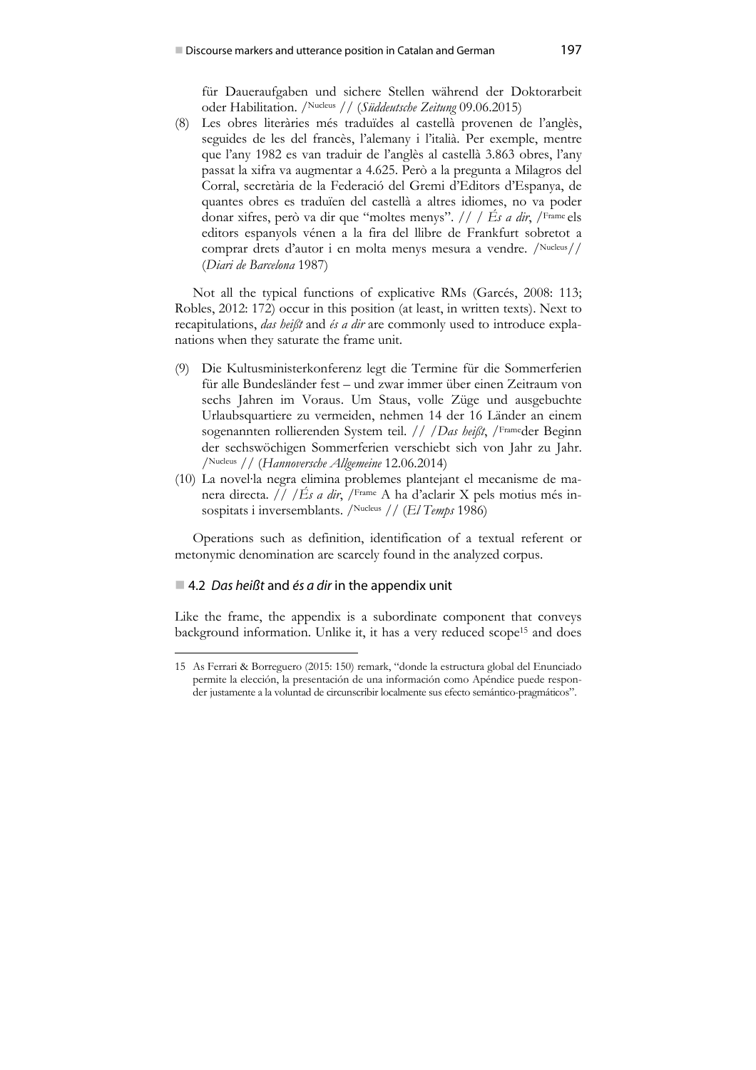für Daueraufgaben und sichere Stellen während der Doktorarbeit oder Habilitation. /Nucleus // (*Süddeutsche Zeitung* 09.06.2015)

(8) Les obres literàries més traduïdes al castellà provenen de l'anglès, seguides de les del francès, l'alemany i l'italià. Per exemple, mentre que l'any 1982 es van traduir de l'anglès al castellà 3.863 obres, l'any passat la xifra va augmentar a 4.625. Però a la pregunta a Milagros del Corral, secretària de la Federació del Gremi d'Editors d'Espanya, de quantes obres es traduïen del castellà a altres idiomes, no va poder donar xifres, però va dir que "moltes menys". // / *És a dir*, /Frame els editors espanyols vénen a la fira del llibre de Frankfurt sobretot a comprar drets d'autor i en molta menys mesura a vendre. /Nucleus// (*Diari de Barcelona* 1987)

Not all the typical functions of explicative RMs (Garcés, 2008: 113; Robles, 2012: 172) occur in this position (at least, in written texts). Next to recapitulations, *das heißt* and *és a dir* are commonly used to introduce explanations when they saturate the frame unit.

(9) Die Kultusministerkonferenz legt die Termine für die Sommerferien für alle Bundesländer fest – und zwar immer über einen Zeitraum von sechs Jahren im Voraus. Um Staus, volle Züge und ausgebuchte Urlaubsquartiere zu vermeiden, nehmen 14 der 16 Länder an einem sogenannten rollierenden System teil. // /*Das heißt*, /Frameder Beginn der sechswöchigen Sommerferien verschiebt sich von Jahr zu Jahr. /Nucleus // (*Hannoversche Allgemeine* 12.06.2014)

(10) La novel·la negra elimina problemes plantejant el mecanisme de manera directa. // /*És a dir*, /Frame A ha d'aclarir X pels motius més insospitats i inversemblants. /Nucleus // (*El Temps* 1986)

Operations such as definition, identification of a textual referent or metonymic denomination are scarcely found in the analyzed corpus.

## 4.2 *Das heißt* and *és a dir* in the appendix unit

Like the frame, the appendix is a subordinate component that conveys background information. Unlike it, it has a very reduced scope[15] and does

---

15 As Ferrari & Borreguero (2015: 150) remark, "donde la estructura global del Enunciado permite la elección, la presentación de una información como Apéndice puede responder justamente a la voluntad de circunscribir localmente sus efecto semántico-pragmáticos".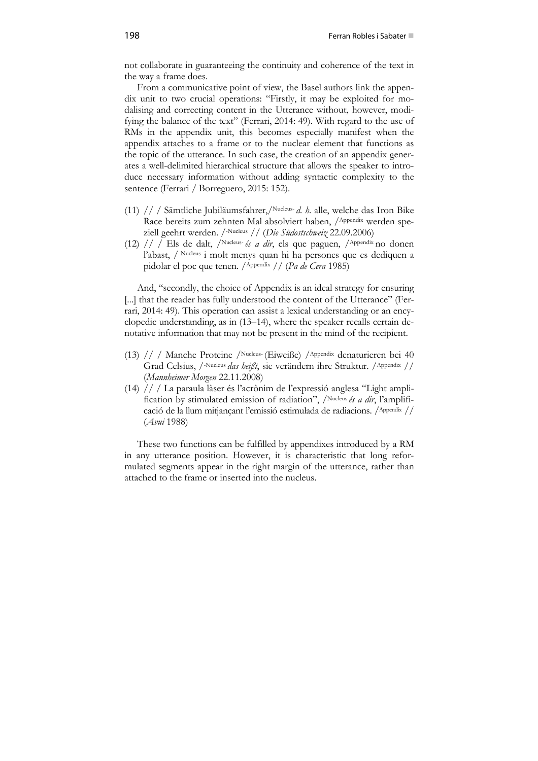not collaborate in guaranteeing the continuity and coherence of the text in the way a frame does.

From a communicative point of view, the Basel authors link the appendix unit to two crucial operations: "Firstly, it may be exploited for modalising and correcting content in the Utterance without, however, modifying the balance of the text" (Ferrari, 2014: 49). With regard to the use of RMs in the appendix unit, this becomes especially manifest when the appendix attaches to a frame or to the nuclear element that functions as the topic of the utterance. In such case, the creation of an appendix generates a well-delimited hierarchical structure that allows the speaker to introduce necessary information without adding syntactic complexity to the sentence (Ferrari / Borreguero, 2015: 152).

(11) // / Sämtliche Jubiläumsfahrer,/Nucleus- *d. h.* alle, welche das Iron Bike Race bereits zum zehnten Mal absolviert haben, /Appendix werden speziell geehrt werden. /-Nucleus // (*Die Südostschweiz* 22.09.2006)

(12) // / Els de dalt, /Nucleus- *és a dir*, els que paguen, /Appendix no donen l'abast, / Nucleus i molt menys quan hi ha persones que es dediquen a pidolar el poc que tenen. /Appendix // (*Pa de Cera* 1985)

And, "secondly, the choice of Appendix is an ideal strategy for ensuring [...] that the reader has fully understood the content of the Utterance" (Ferrari, 2014: 49). This operation can assist a lexical understanding or an encyclopedic understanding, as in (13–14), where the speaker recalls certain denotative information that may not be present in the mind of the recipient.

(13) // / Manche Proteine /Nucleus- (Eiweiße) /Appendix denaturieren bei 40 Grad Celsius, /-Nucleus *das heißt*, sie verändern ihre Struktur. /Appendix // (*Mannheimer Morgen* 22.11.2008)

(14) // / La paraula làser és l'acrònim de l'expressió anglesa "Light amplification by stimulated emission of radiation", /Nucleus *és a dir*, l'amplificació de la llum mitjançant l'emissió estimulada de radiacions. /Appendix // (*Avui* 1988)

These two functions can be fulfilled by appendixes introduced by a RM in any utterance position. However, it is characteristic that long reformulated segments appear in the right margin of the utterance, rather than attached to the frame or inserted into the nucleus.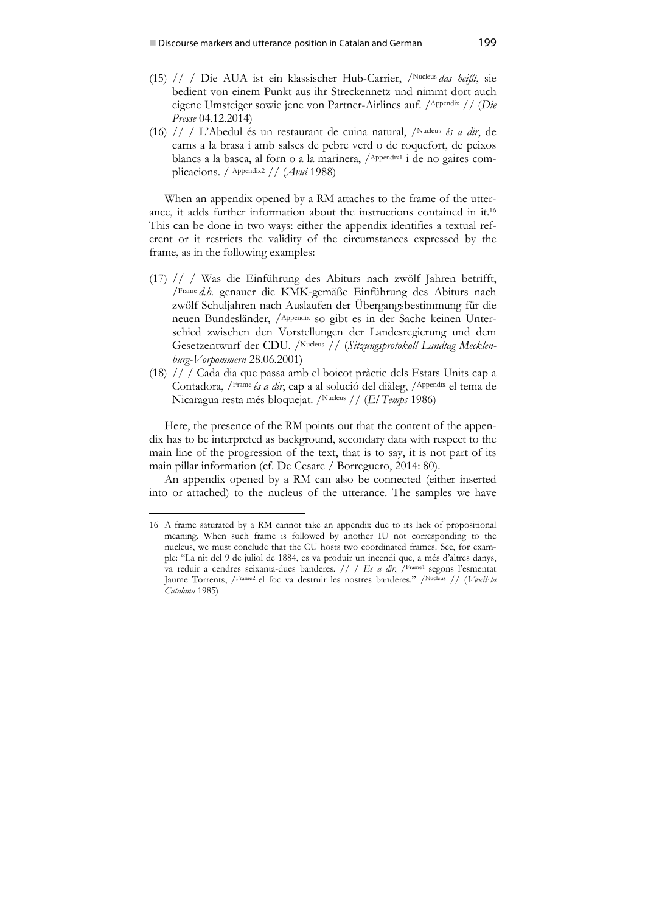(15) // / Die AUA ist ein klassischer Hub-Carrier, /[Nucleus] *das heißt*, sie bedient von einem Punkt aus ihr Streckennetz und nimmt dort auch eigene Umsteiger sowie jene von Partner-Airlines auf. /[Appendix] // (*Die Presse* 04.12.2014)

(16) // / L'Abedul és un restaurant de cuina natural, /[Nucleus] *és a dir*, de carns a la brasa i amb salses de pebre verd o de roquefort, de peixos blancs a la basca, al forn o a la marinera, /[Appendix1] i de no gaires complicacions. / [Appendix2] // (*Avui* 1988)

When an appendix opened by a RM attaches to the frame of the utterance, it adds further information about the instructions contained in it.[16] This can be done in two ways: either the appendix identifies a textual referent or it restricts the validity of the circumstances expressed by the frame, as in the following examples:

(17) // / Was die Einführung des Abiturs nach zwölf Jahren betrifft, /[Frame] *d.h.* genauer die KMK-gemäße Einführung des Abiturs nach zwölf Schuljahren nach Auslaufen der Übergangsbestimmung für die neuen Bundesländer, /[Appendix] so gibt es in der Sache keinen Unterschied zwischen den Vorstellungen der Landesregierung und dem Gesetzentwurf der CDU. /[Nucleus] // (*Sitzungsprotokoll Landtag Mecklenburg-Vorpommern* 28.06.2001)

(18) // / Cada dia que passa amb el boicot pràctic dels Estats Units cap a Contadora, /[Frame] *és a dir*, cap a al solució del diàleg, /[Appendix] el tema de Nicaragua resta més bloquejat. /[Nucleus] // (*El Temps* 1986)

Here, the presence of the RM points out that the content of the appendix has to be interpreted as background, secondary data with respect to the main line of the progression of the text, that is to say, it is not part of its main pillar information (cf. De Cesare / Borreguero, 2014: 80).

An appendix opened by a RM can also be connected (either inserted into or attached) to the nucleus of the utterance. The samples we have

---

16 A frame saturated by a RM cannot take an appendix due to its lack of propositional meaning. When such frame is followed by another IU not corresponding to the nucleus, we must conclude that the CU hosts two coordinated frames. See, for example: "La nit del 9 de juliol de 1884, es va produir un incendi que, a més d'altres danys, va reduir a cendres seixanta-dues banderes. // / *Es a dir*, /[Frame1] segons l'esmentat Jaume Torrents, /[Frame2] el foc va destruir les nostres banderes." /[Nucleus] // (*Vexil·la Catalana* 1985)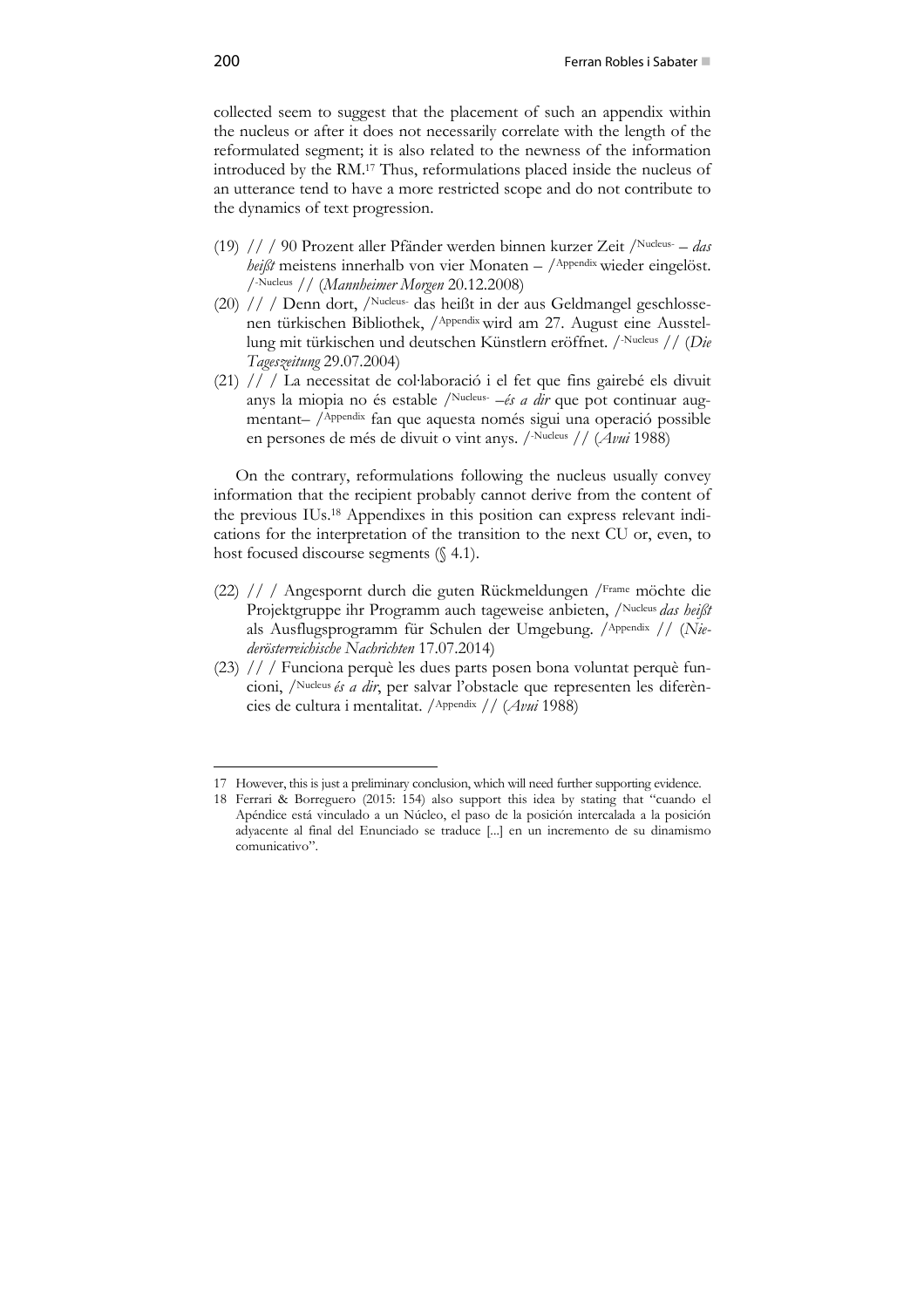collected seem to suggest that the placement of such an appendix within the nucleus or after it does not necessarily correlate with the length of the reformulated segment; it is also related to the newness of the information introduced by the RM.[17] Thus, reformulations placed inside the nucleus of an utterance tend to have a more restricted scope and do not contribute to the dynamics of text progression.

(19) // / 90 Prozent aller Pfänder werden binnen kurzer Zeit /Nucleus- – *das heißt* meistens innerhalb von vier Monaten – /Appendix wieder eingelöst. /-Nucleus // (*Mannheimer Morgen* 20.12.2008)

(20) // / Denn dort, /Nucleus- das heißt in der aus Geldmangel geschlossenen türkischen Bibliothek, /Appendix wird am 27. August eine Ausstellung mit türkischen und deutschen Künstlern eröffnet. /-Nucleus // (*Die Tageszeitung* 29.07.2004)

(21) // / La necessitat de col·laboració i el fet que fins gairebé els divuit anys la miopia no és estable /Nucleus- –*és a dir* que pot continuar augmentant– /Appendix fan que aquesta només sigui una operació possible en persones de més de divuit o vint anys. /-Nucleus // (*Avui* 1988)

On the contrary, reformulations following the nucleus usually convey information that the recipient probably cannot derive from the content of the previous IUs.[18] Appendixes in this position can express relevant indications for the interpretation of the transition to the next CU or, even, to host focused discourse segments (§ 4.1).

(22) // / Angespornt durch die guten Rückmeldungen /Frame möchte die Projektgruppe ihr Programm auch tageweise anbieten, /Nucleus *das heißt* als Ausflugsprogramm für Schulen der Umgebung. /Appendix // (*Niederösterreichische Nachrichten* 17.07.2014)

(23) // / Funciona perquè les dues parts posen bona voluntat perquè funcioni, /Nucleus *és a dir*, per salvar l'obstacle que representen les diferències de cultura i mentalitat. /Appendix // (*Avui* 1988)

---

17 However, this is just a preliminary conclusion, which will need further supporting evidence.

18 Ferrari & Borreguero (2015: 154) also support this idea by stating that "cuando el Apéndice está vinculado a un Núcleo, el paso de la posición intercalada a la posición adyacente al final del Enunciado se traduce [...] en un incremento de su dinamismo comunicativo".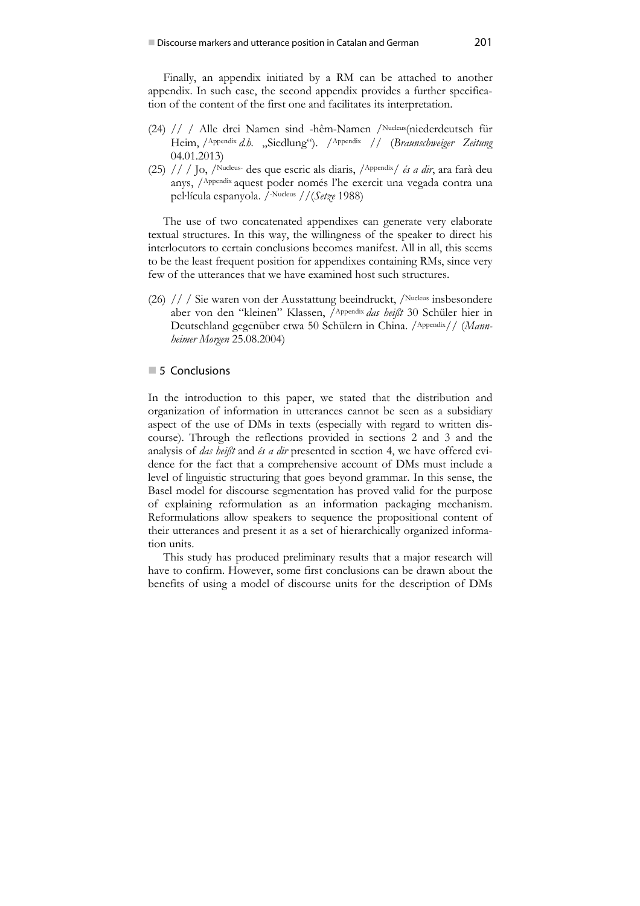Finally, an appendix initiated by a RM can be attached to another appendix. In such case, the second appendix provides a further specification of the content of the first one and facilitates its interpretation.

(24) // / Alle drei Namen sind -hêm-Namen /Nucleus(niederdeutsch für Heim, /Appendix *d.h.* „Siedlung"). /Appendix // (*Braunschweiger Zeitung* 04.01.2013)

(25) // / Jo, /Nucleus- des que escric als diaris, /Appendix/ *és a dir*, ara farà deu anys, /Appendix aquest poder només l'he exercit una vegada contra una pel·lícula espanyola. /-Nucleus //(*Setze* 1988)

The use of two concatenated appendixes can generate very elaborate textual structures. In this way, the willingness of the speaker to direct his interlocutors to certain conclusions becomes manifest. All in all, this seems to be the least frequent position for appendixes containing RMs, since very few of the utterances that we have examined host such structures.

(26) // / Sie waren von der Ausstattung beeindruckt, /Nucleus insbesondere aber von den "kleinen" Klassen, /Appendix *das heißt* 30 Schüler hier in Deutschland gegenüber etwa 50 Schülern in China. /Appendix// (*Mannheimer Morgen* 25.08.2004)

## 5 Conclusions

In the introduction to this paper, we stated that the distribution and organization of information in utterances cannot be seen as a subsidiary aspect of the use of DMs in texts (especially with regard to written discourse). Through the reflections provided in sections 2 and 3 and the analysis of *das heißt* and *és a dir* presented in section 4, we have offered evidence for the fact that a comprehensive account of DMs must include a level of linguistic structuring that goes beyond grammar. In this sense, the Basel model for discourse segmentation has proved valid for the purpose of explaining reformulation as an information packaging mechanism. Reformulations allow speakers to sequence the propositional content of their utterances and present it as a set of hierarchically organized information units.

This study has produced preliminary results that a major research will have to confirm. However, some first conclusions can be drawn about the benefits of using a model of discourse units for the description of DMs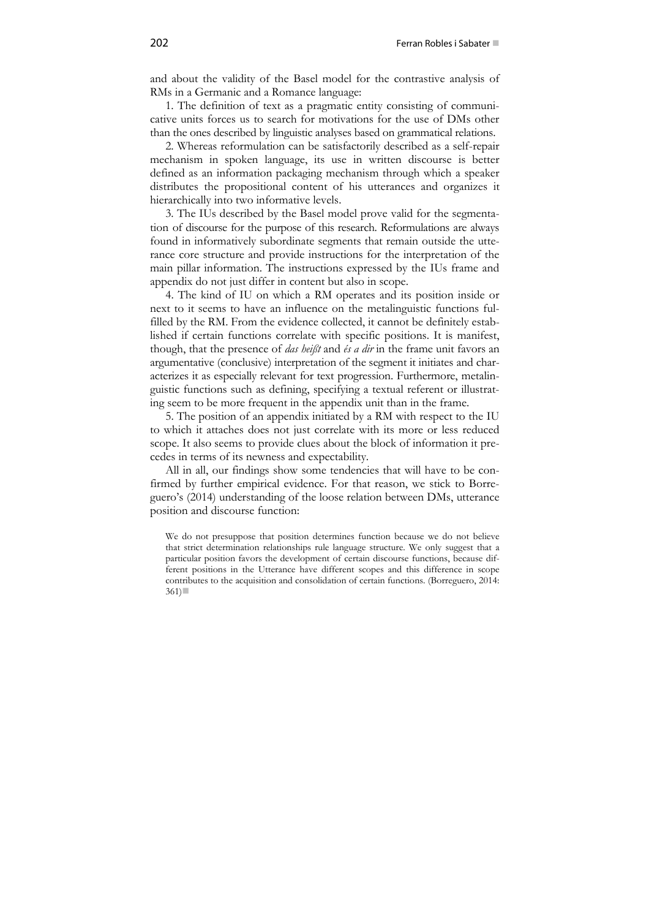and about the validity of the Basel model for the contrastive analysis of RMs in a Germanic and a Romance language:

1. The definition of text as a pragmatic entity consisting of communicative units forces us to search for motivations for the use of DMs other than the ones described by linguistic analyses based on grammatical relations.

2. Whereas reformulation can be satisfactorily described as a self-repair mechanism in spoken language, its use in written discourse is better defined as an information packaging mechanism through which a speaker distributes the propositional content of his utterances and organizes it hierarchically into two informative levels.

3. The IUs described by the Basel model prove valid for the segmentation of discourse for the purpose of this research. Reformulations are always found in informatively subordinate segments that remain outside the utterance core structure and provide instructions for the interpretation of the main pillar information. The instructions expressed by the IUs frame and appendix do not just differ in content but also in scope.

4. The kind of IU on which a RM operates and its position inside or next to it seems to have an influence on the metalinguistic functions fulfilled by the RM. From the evidence collected, it cannot be definitely established if certain functions correlate with specific positions. It is manifest, though, that the presence of *das heißt* and *és a dir* in the frame unit favors an argumentative (conclusive) interpretation of the segment it initiates and characterizes it as especially relevant for text progression. Furthermore, metalinguistic functions such as defining, specifying a textual referent or illustrating seem to be more frequent in the appendix unit than in the frame.

5. The position of an appendix initiated by a RM with respect to the IU to which it attaches does not just correlate with its more or less reduced scope. It also seems to provide clues about the block of information it precedes in terms of its newness and expectability.

All in all, our findings show some tendencies that will have to be confirmed by further empirical evidence. For that reason, we stick to Borreguero's (2014) understanding of the loose relation between DMs, utterance position and discourse function:

> We do not presuppose that position determines function because we do not believe that strict determination relationships rule language structure. We only suggest that a particular position favors the development of certain discourse functions, because different positions in the Utterance have different scopes and this difference in scope contributes to the acquisition and consolidation of certain functions. (Borreguero, 2014: 361)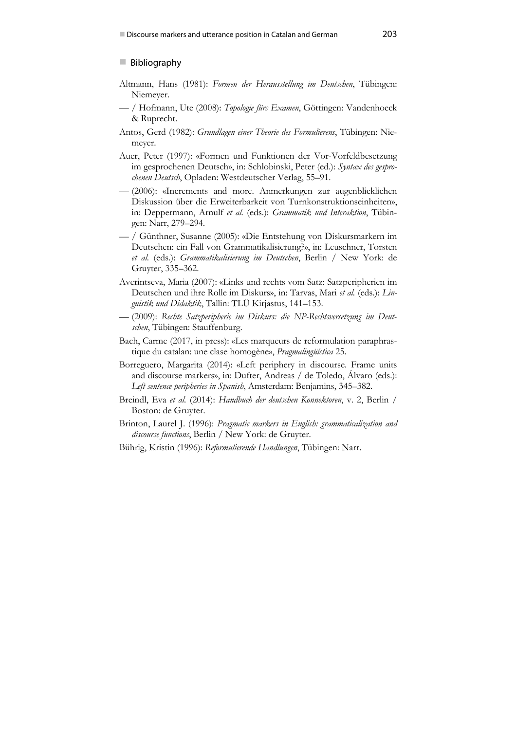## Bibliography

Altmann, Hans (1981): *Formen der Herausstellung im Deutschen*, Tübingen: Niemeyer.

— / Hofmann, Ute (2008): *Topologie fürs Examen*, Göttingen: Vandenhoeck & Ruprecht.

Antos, Gerd (1982): *Grundlagen einer Theorie des Formulierens*, Tübingen: Niemeyer.

Auer, Peter (1997): «Formen und Funktionen der Vor-Vorfeldbesetzung im gesprochenen Deutsch», in: Schlobinski, Peter (ed.): *Syntax des gesprochenen Deutsch*, Opladen: Westdeutscher Verlag, 55–91.

— (2006): «Increments and more. Anmerkungen zur augenblicklichen Diskussion über die Erweiterbarkeit von Turnkonstruktionseinheiten», in: Deppermann, Arnulf *et al.* (eds.): *Grammatik und Interaktion*, Tübingen: Narr, 279–294.

— / Günthner, Susanne (2005): «Die Entstehung von Diskursmarkern im Deutschen: ein Fall von Grammatikalisierung?», in: Leuschner, Torsten *et al.* (eds.): *Grammatikalisierung im Deutschen*, Berlin / New York: de Gruyter, 335–362.

Averintseva, Maria (2007): «Links und rechts vom Satz: Satzperipherien im Deutschen und ihre Rolle im Diskurs», in: Tarvas, Mari *et al.* (eds.): *Linguistik und Didaktik*, Tallin: TLÜ Kirjastus, 141–153.

— (2009): *Rechte Satzperipherie im Diskurs: die NP-Rechtsversetzung im Deutschen*, Tübingen: Stauffenburg.

Bach, Carme (2017, in press): «Les marqueurs de reformulation paraphrastique du catalan: une clase homogène», *Pragmalingüística* 25.

Borreguero, Margarita (2014): «Left periphery in discourse. Frame units and discourse markers», in: Dufter, Andreas / de Toledo, Álvaro (eds.): *Left sentence peripheries in Spanish*, Amsterdam: Benjamins, 345–382.

Breindl, Eva *et al.* (2014): *Handbuch der deutschen Konnektoren*, v. 2, Berlin / Boston: de Gruyter.

Brinton, Laurel J. (1996): *Pragmatic markers in English: grammaticalization and discourse functions*, Berlin / New York: de Gruyter.

Bührig, Kristin (1996): *Reformulierende Handlungen*, Tübingen: Narr.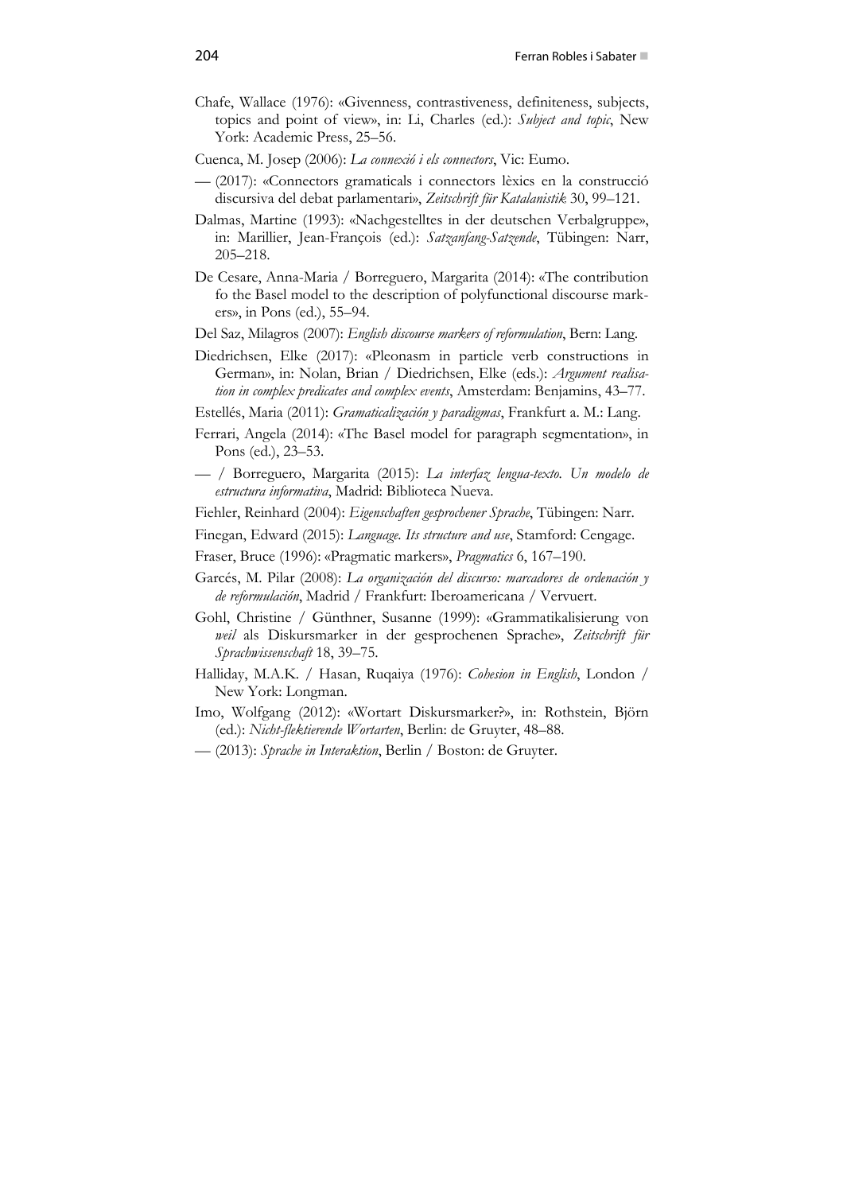Chafe, Wallace (1976): «Givenness, contrastiveness, definiteness, subjects, topics and point of view», in: Li, Charles (ed.): *Subject and topic*, New York: Academic Press, 25–56.

Cuenca, M. Josep (2006): *La connexió i els connectors*, Vic: Eumo.

— (2017): «Connectors gramaticals i connectors lèxics en la construcció discursiva del debat parlamentari», *Zeitschrift für Katalanistik* 30, 99–121.

Dalmas, Martine (1993): «Nachgestelltes in der deutschen Verbalgruppe», in: Marillier, Jean-François (ed.): *Satzanfang-Satzende*, Tübingen: Narr, 205–218.

De Cesare, Anna-Maria / Borreguero, Margarita (2014): «The contribution fo the Basel model to the description of polyfunctional discourse markers», in Pons (ed.), 55–94.

Del Saz, Milagros (2007): *English discourse markers of reformulation*, Bern: Lang.

Diedrichsen, Elke (2017): «Pleonasm in particle verb constructions in German», in: Nolan, Brian / Diedrichsen, Elke (eds.): *Argument realisation in complex predicates and complex events*, Amsterdam: Benjamins, 43–77.

Estellés, Maria (2011): *Gramaticalización y paradigmas*, Frankfurt a. M.: Lang.

Ferrari, Angela (2014): «The Basel model for paragraph segmentation», in Pons (ed.), 23–53.

— / Borreguero, Margarita (2015): *La interfaz lengua-texto. Un modelo de estructura informativa*, Madrid: Biblioteca Nueva.

Fiehler, Reinhard (2004): *Eigenschaften gesprochener Sprache*, Tübingen: Narr.

Finegan, Edward (2015): *Language. Its structure and use*, Stamford: Cengage.

Fraser, Bruce (1996): «Pragmatic markers», *Pragmatics* 6, 167–190.

Garcés, M. Pilar (2008): *La organización del discurso: marcadores de ordenación y de reformulación*, Madrid / Frankfurt: Iberoamericana / Vervuert.

Gohl, Christine / Günthner, Susanne (1999): «Grammatikalisierung von *weil* als Diskursmarker in der gesprochenen Sprache», *Zeitschrift für Sprachwissenschaft* 18, 39–75.

Halliday, M.A.K. / Hasan, Ruqaiya (1976): *Cohesion in English*, London / New York: Longman.

Imo, Wolfgang (2012): «Wortart Diskursmarker?», in: Rothstein, Björn (ed.): *Nicht-flektierende Wortarten*, Berlin: de Gruyter, 48–88.

— (2013): *Sprache in Interaktion*, Berlin / Boston: de Gruyter.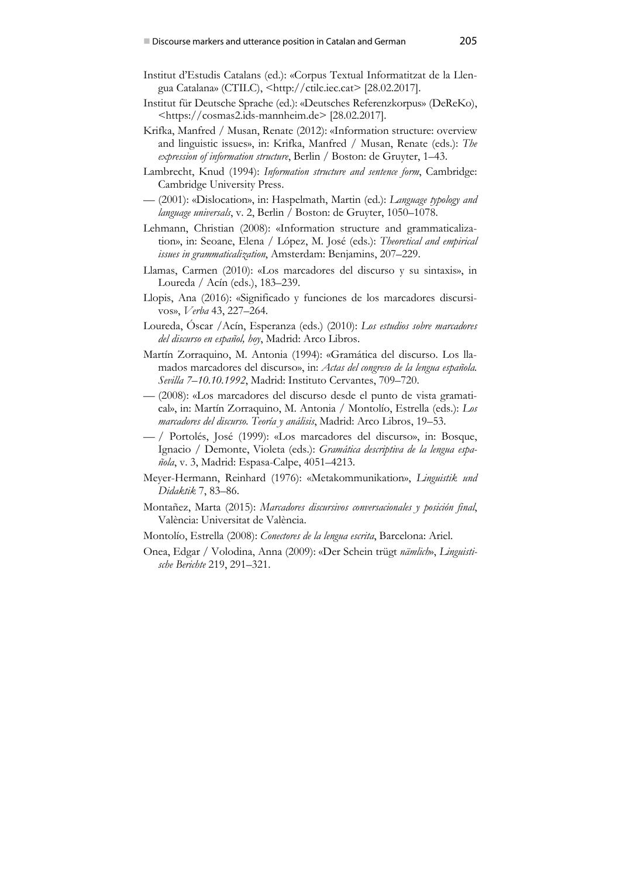Institut d'Estudis Catalans (ed.): «Corpus Textual Informatitzat de la Llengua Catalana» (CTILC), <http://ctilc.iec.cat> [28.02.2017].

Institut für Deutsche Sprache (ed.): «Deutsches Referenzkorpus» (DeReKo), <https://cosmas2.ids-mannheim.de> [28.02.2017].

Krifka, Manfred / Musan, Renate (2012): «Information structure: overview and linguistic issues», in: Krifka, Manfred / Musan, Renate (eds.): *The expression of information structure*, Berlin / Boston: de Gruyter, 1–43.

Lambrecht, Knud (1994): *Information structure and sentence form*, Cambridge: Cambridge University Press.

— (2001): «Dislocation», in: Haspelmath, Martin (ed.): *Language typology and language universals*, v. 2, Berlin / Boston: de Gruyter, 1050–1078.

Lehmann, Christian (2008): «Information structure and grammaticalization», in: Seoane, Elena / López, M. José (eds.): *Theoretical and empirical issues in grammaticalization*, Amsterdam: Benjamins, 207–229.

Llamas, Carmen (2010): «Los marcadores del discurso y su sintaxis», in Loureda / Acín (eds.), 183–239.

Llopis, Ana (2016): «Significado y funciones de los marcadores discursivos», *Verba* 43, 227–264.

Loureda, Óscar /Acín, Esperanza (eds.) (2010): *Los estudios sobre marcadores del discurso en español, hoy*, Madrid: Arco Libros.

Martín Zorraquino, M. Antonia (1994): «Gramática del discurso. Los llamados marcadores del discurso», in: *Actas del congreso de la lengua española. Sevilla 7–10.10.1992*, Madrid: Instituto Cervantes, 709–720.

— (2008): «Los marcadores del discurso desde el punto de vista gramatical», in: Martín Zorraquino, M. Antonia / Montolío, Estrella (eds.): *Los marcadores del discurso. Teoría y análisis*, Madrid: Arco Libros, 19–53.

— / Portolés, José (1999): «Los marcadores del discurso», in: Bosque, Ignacio / Demonte, Violeta (eds.): *Gramática descriptiva de la lengua española*, v. 3, Madrid: Espasa-Calpe, 4051–4213.

Meyer-Hermann, Reinhard (1976): «Metakommunikation», *Linguistik und Didaktik* 7, 83–86.

Montañez, Marta (2015): *Marcadores discursivos conversacionales y posición final*, València: Universitat de València.

Montolío, Estrella (2008): *Conectores de la lengua escrita*, Barcelona: Ariel.

Onea, Edgar / Volodina, Anna (2009): «Der Schein trügt *nämlich*», *Linguistische Berichte* 219, 291–321.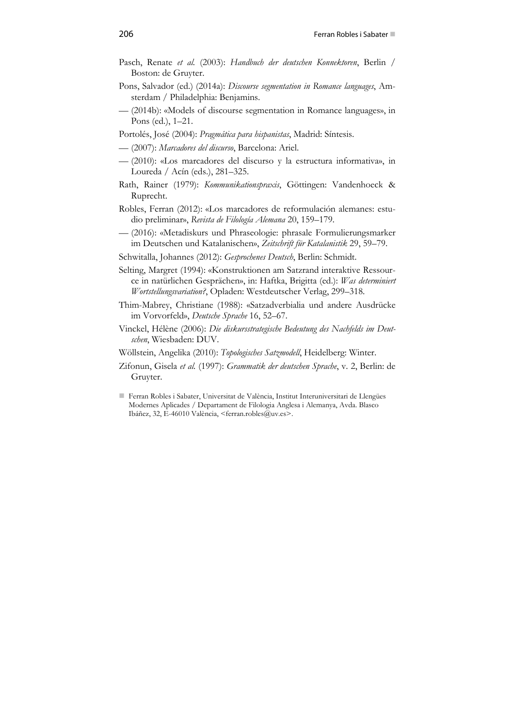Pasch, Renate *et al.* (2003): *Handbuch der deutschen Konnektoren*, Berlin / Boston: de Gruyter.

Pons, Salvador (ed.) (2014a): *Discourse segmentation in Romance languages*, Amsterdam / Philadelphia: Benjamins.

— (2014b): «Models of discourse segmentation in Romance languages», in Pons (ed.), 1–21.

Portolés, José (2004): *Pragmática para hispanistas*, Madrid: Síntesis.

— (2007): *Marcadores del discurso*, Barcelona: Ariel.

— (2010): «Los marcadores del discurso y la estructura informativa», in Loureda / Acín (eds.), 281–325.

Rath, Rainer (1979): *Kommunikationspraxis*, Göttingen: Vandenhoeck & Ruprecht.

Robles, Ferran (2012): «Los marcadores de reformulación alemanes: estudio preliminar», *Revista de Filología Alemana* 20, 159–179.

— (2016): «Metadiskurs und Phraseologie: phrasale Formulierungsmarker im Deutschen und Katalanischen», *Zeitschrift für Katalanistik* 29, 59–79.

Schwitalla, Johannes (2012): *Gesprochenes Deutsch*, Berlin: Schmidt.

Selting, Margret (1994): «Konstruktionen am Satzrand interaktive Ressource in natürlichen Gesprächen», in: Haftka, Brigitta (ed.): *Was determiniert Wortstellungsvariation?*, Opladen: Westdeutscher Verlag, 299–318.

Thim-Mabrey, Christiane (1988): «Satzadverbialia und andere Ausdrücke im Vorvorfeld», *Deutsche Sprache* 16, 52–67.

Vinckel, Hélène (2006): *Die diskursstrategische Bedeutung des Nachfelds im Deutschen*, Wiesbaden: DUV.

Wöllstein, Angelika (2010): *Topologisches Satzmodell*, Heidelberg: Winter.

Zifonun, Gisela *et al.* (1997): *Grammatik der deutschen Sprache*, v. 2, Berlin: de Gruyter.

■ Ferran Robles i Sabater, Universitat de València, Institut Interuniversitari de Llengües Modernes Aplicades / Departament de Filologia Anglesa i Alemanya, Avda. Blasco Ibáñez, 32, E-46010 València, <ferran.robles@uv.es>.